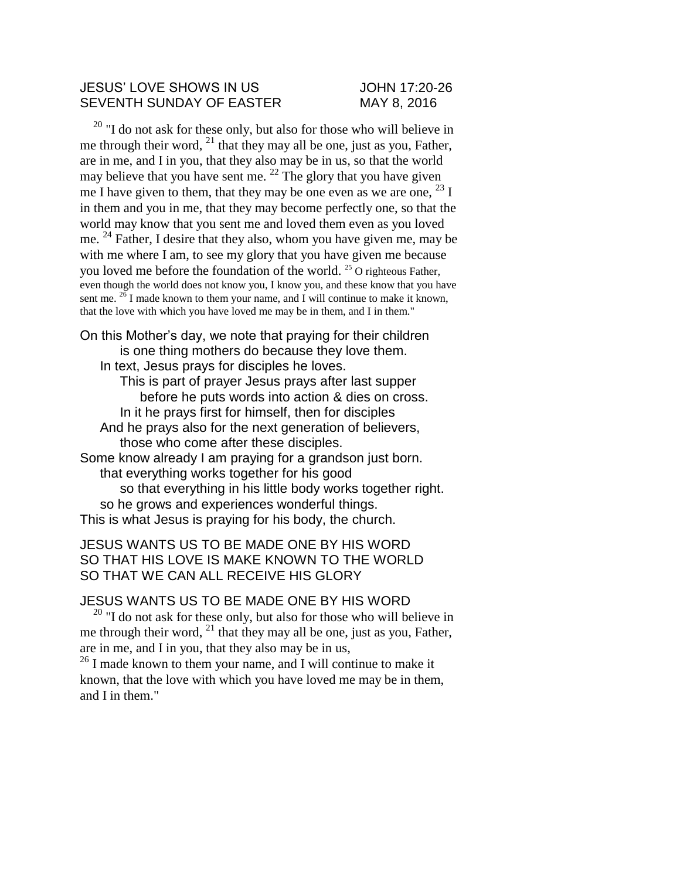JESUS' LOVE SHOWS IN US JOHN 17:20-26
SEVENTH SUNDAY OF EASTER MAY 8, 2016

[20] "I do not ask for these only, but also for those who will believe in me through their word, [21] that they may all be one, just as you, Father, are in me, and I in you, that they also may be in us, so that the world may believe that you have sent me. [22] The glory that you have given me I have given to them, that they may be one even as we are one, [23] I in them and you in me, that they may become perfectly one, so that the world may know that you sent me and loved them even as you loved me. [24] Father, I desire that they also, whom you have given me, may be with me where I am, to see my glory that you have given me because you loved me before the foundation of the world. [25] O righteous Father, even though the world does not know you, I know you, and these know that you have sent me. [26] I made known to them your name, and I will continue to make it known, that the love with which you have loved me may be in them, and I in them."

On this Mother's day, we note that praying for their children
is one thing mothers do because they love them.
In text, Jesus prays for disciples he loves.
This is part of prayer Jesus prays after last supper
before he puts words into action & dies on cross.
In it he prays first for himself, then for disciples
And he prays also for the next generation of believers,
those who come after these disciples.
Some know already I am praying for a grandson just born.
that everything works together for his good
so that everything in his little body works together right.
so he grows and experiences wonderful things.
This is what Jesus is praying for his body, the church.

JESUS WANTS US TO BE MADE ONE BY HIS WORD
SO THAT HIS LOVE IS MAKE KNOWN TO THE WORLD
SO THAT WE CAN ALL RECEIVE HIS GLORY

JESUS WANTS US TO BE MADE ONE BY HIS WORD

[20] "I do not ask for these only, but also for those who will believe in me through their word, [21] that they may all be one, just as you, Father, are in me, and I in you, that they also may be in us,

[26] I made known to them your name, and I will continue to make it known, that the love with which you have loved me may be in them, and I in them."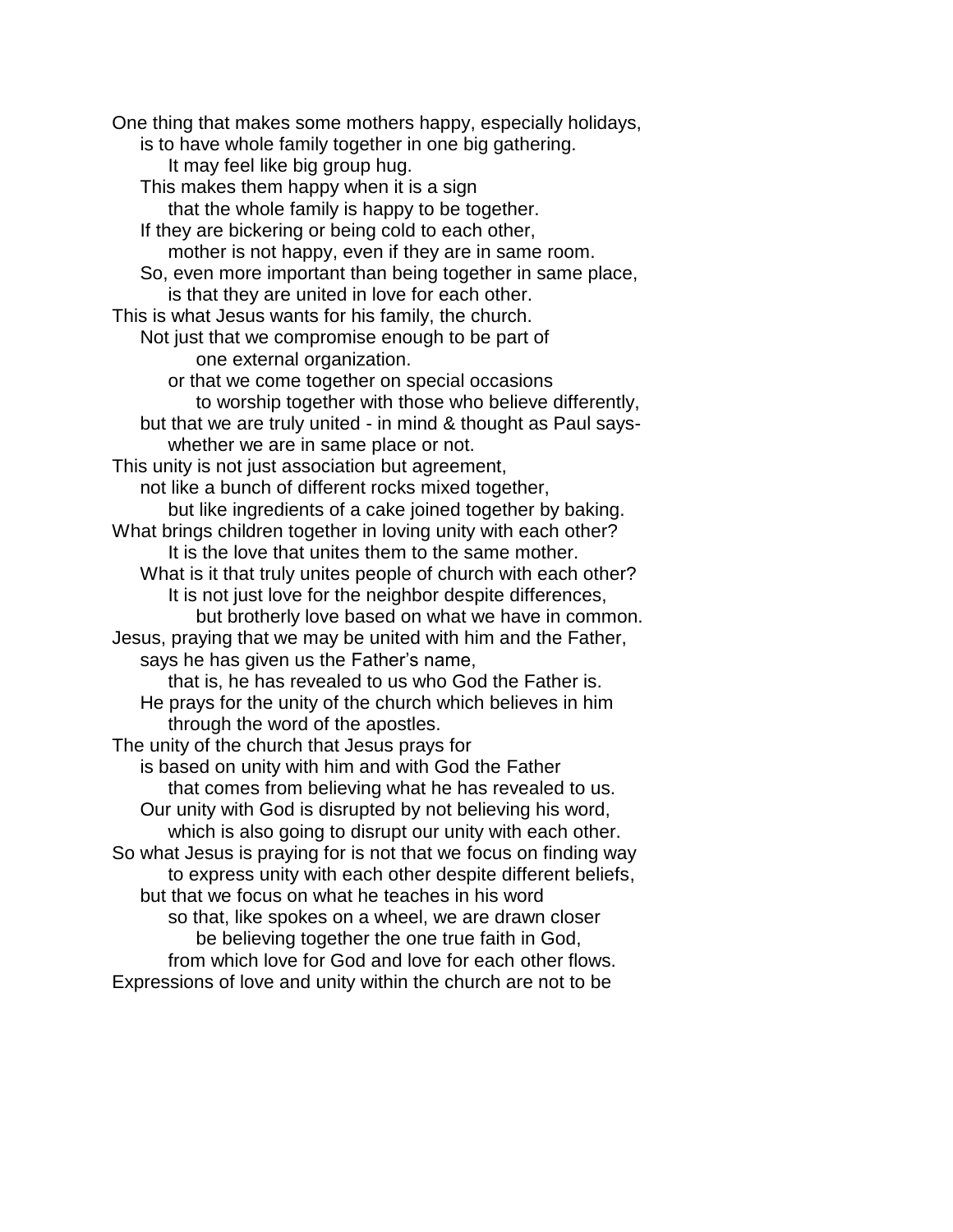One thing that makes some mothers happy, especially holidays,
is to have whole family together in one big gathering.
It may feel like big group hug.
This makes them happy when it is a sign
that the whole family is happy to be together.
If they are bickering or being cold to each other,
mother is not happy, even if they are in same room.
So, even more important than being together in same place,
is that they are united in love for each other.

This is what Jesus wants for his family, the church.
Not just that we compromise enough to be part of
one external organization.
or that we come together on special occasions
to worship together with those who believe differently,
but that we are truly united - in mind & thought as Paul says-
whether we are in same place or not.

This unity is not just association but agreement,
not like a bunch of different rocks mixed together,
but like ingredients of a cake joined together by baking.

What brings children together in loving unity with each other?
It is the love that unites them to the same mother.
What is it that truly unites people of church with each other?
It is not just love for the neighbor despite differences,
but brotherly love based on what we have in common.

Jesus, praying that we may be united with him and the Father,
says he has given us the Father's name,
that is, he has revealed to us who God the Father is.
He prays for the unity of the church which believes in him
through the word of the apostles.

The unity of the church that Jesus prays for
is based on unity with him and with God the Father
that comes from believing what he has revealed to us.
Our unity with God is disrupted by not believing his word,
which is also going to disrupt our unity with each other.

So what Jesus is praying for is not that we focus on finding way
to express unity with each other despite different beliefs,
but that we focus on what he teaches in his word
so that, like spokes on a wheel, we are drawn closer
be believing together the one true faith in God,
from which love for God and love for each other flows.

Expressions of love and unity within the church are not to be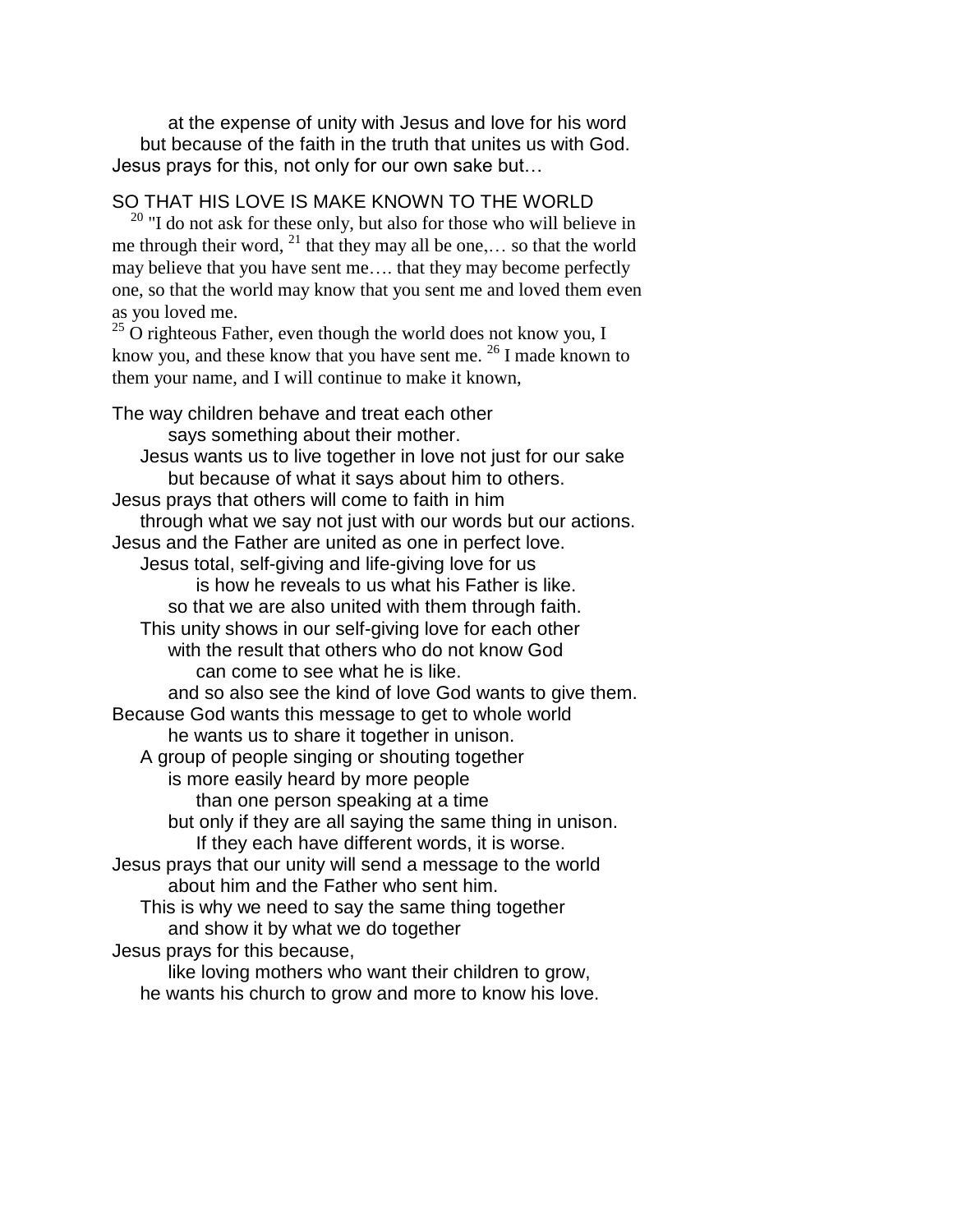at the expense of unity with Jesus and love for his word
but because of the faith in the truth that unites us with God.
Jesus prays for this, not only for our own sake but…

## SO THAT HIS LOVE IS MAKE KNOWN TO THE WORLD

[20] "I do not ask for these only, but also for those who will believe in me through their word, [21] that they may all be one,… so that the world may believe that you have sent me…. that they may become perfectly one, so that the world may know that you sent me and loved them even as you loved me.
[25] O righteous Father, even though the world does not know you, I know you, and these know that you have sent me. [26] I made known to them your name, and I will continue to make it known,

The way children behave and treat each other
says something about their mother.
Jesus wants us to live together in love not just for our sake
but because of what it says about him to others.
Jesus prays that others will come to faith in him
through what we say not just with our words but our actions.
Jesus and the Father are united as one in perfect love.
Jesus total, self-giving and life-giving love for us
is how he reveals to us what his Father is like.
so that we are also united with them through faith.
This unity shows in our self-giving love for each other
with the result that others who do not know God
can come to see what he is like.
and so also see the kind of love God wants to give them.
Because God wants this message to get to whole world
he wants us to share it together in unison.
A group of people singing or shouting together
is more easily heard by more people
than one person speaking at a time
but only if they are all saying the same thing in unison.
If they each have different words, it is worse.
Jesus prays that our unity will send a message to the world
about him and the Father who sent him.
This is why we need to say the same thing together
and show it by what we do together
Jesus prays for this because,
like loving mothers who want their children to grow,
he wants his church to grow and more to know his love.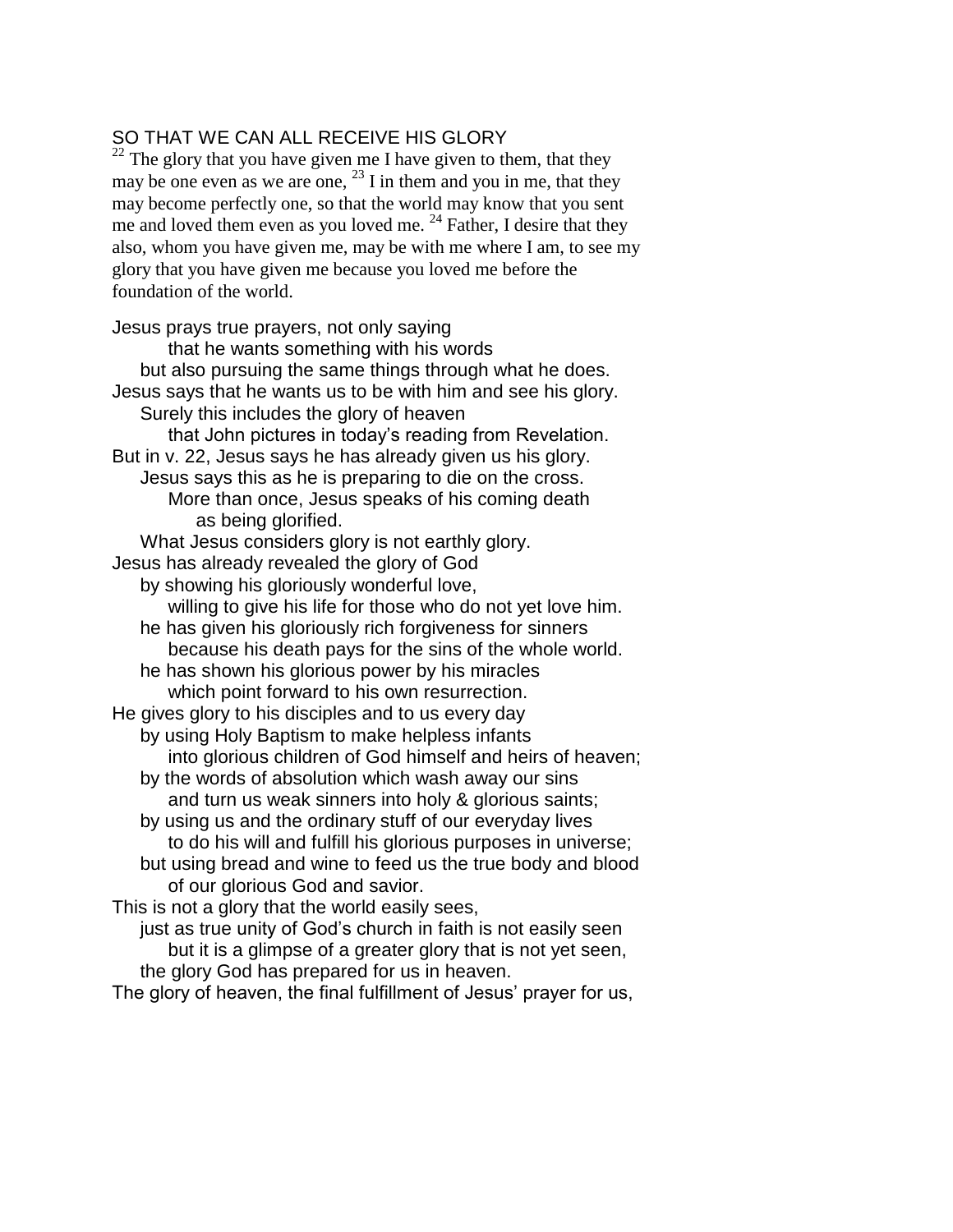## SO THAT WE CAN ALL RECEIVE HIS GLORY

[22] The glory that you have given me I have given to them, that they may be one even as we are one, [23] I in them and you in me, that they may become perfectly one, so that the world may know that you sent me and loved them even as you loved me. [24] Father, I desire that they also, whom you have given me, may be with me where I am, to see my glory that you have given me because you loved me before the foundation of the world.

Jesus prays true prayers, not only saying
        that he wants something with his words
    but also pursuing the same things through what he does.
Jesus says that he wants us to be with him and see his glory.
    Surely this includes the glory of heaven
        that John pictures in today's reading from Revelation.
But in v. 22, Jesus says he has already given us his glory.
    Jesus says this as he is preparing to die on the cross.
        More than once, Jesus speaks of his coming death
            as being glorified.
    What Jesus considers glory is not earthly glory.
Jesus has already revealed the glory of God
    by showing his gloriously wonderful love,
        willing to give his life for those who do not yet love him.
    he has given his gloriously rich forgiveness for sinners
        because his death pays for the sins of the whole world.
    he has shown his glorious power by his miracles
        which point forward to his own resurrection.
He gives glory to his disciples and to us every day
    by using Holy Baptism to make helpless infants
        into glorious children of God himself and heirs of heaven;
    by the words of absolution which wash away our sins
        and turn us weak sinners into holy & glorious saints;
    by using us and the ordinary stuff of our everyday lives
        to do his will and fulfill his glorious purposes in universe;
    but using bread and wine to feed us the true body and blood
        of our glorious God and savior.
This is not a glory that the world easily sees,
    just as true unity of God's church in faith is not easily seen
        but it is a glimpse of a greater glory that is not yet seen,
    the glory God has prepared for us in heaven.
The glory of heaven, the final fulfillment of Jesus' prayer for us,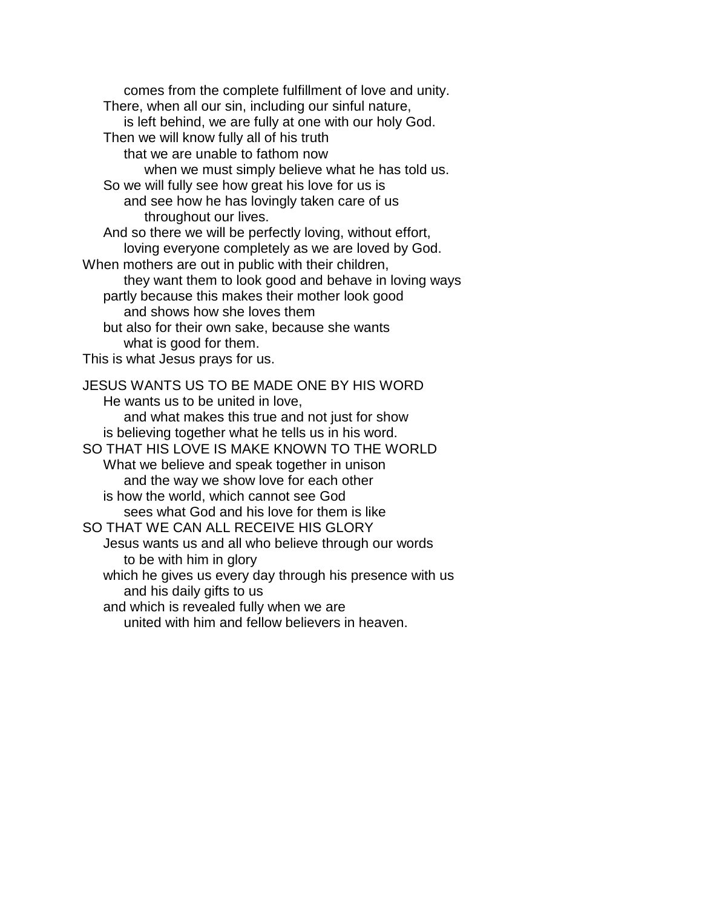comes from the complete fulfillment of love and unity.
There, when all our sin, including our sinful nature,
is left behind, we are fully at one with our holy God.
Then we will know fully all of his truth
that we are unable to fathom now
when we must simply believe what he has told us.
So we will fully see how great his love for us is
and see how he has lovingly taken care of us
throughout our lives.
And so there we will be perfectly loving, without effort,
loving everyone completely as we are loved by God.
When mothers are out in public with their children,
they want them to look good and behave in loving ways
partly because this makes their mother look good
and shows how she loves them
but also for their own sake, because she wants
what is good for them.
This is what Jesus prays for us.

JESUS WANTS US TO BE MADE ONE BY HIS WORD
He wants us to be united in love,
and what makes this true and not just for show
is believing together what he tells us in his word.
SO THAT HIS LOVE IS MAKE KNOWN TO THE WORLD
What we believe and speak together in unison
and the way we show love for each other
is how the world, which cannot see God
sees what God and his love for them is like
SO THAT WE CAN ALL RECEIVE HIS GLORY
Jesus wants us and all who believe through our words
to be with him in glory
which he gives us every day through his presence with us
and his daily gifts to us
and which is revealed fully when we are
united with him and fellow believers in heaven.